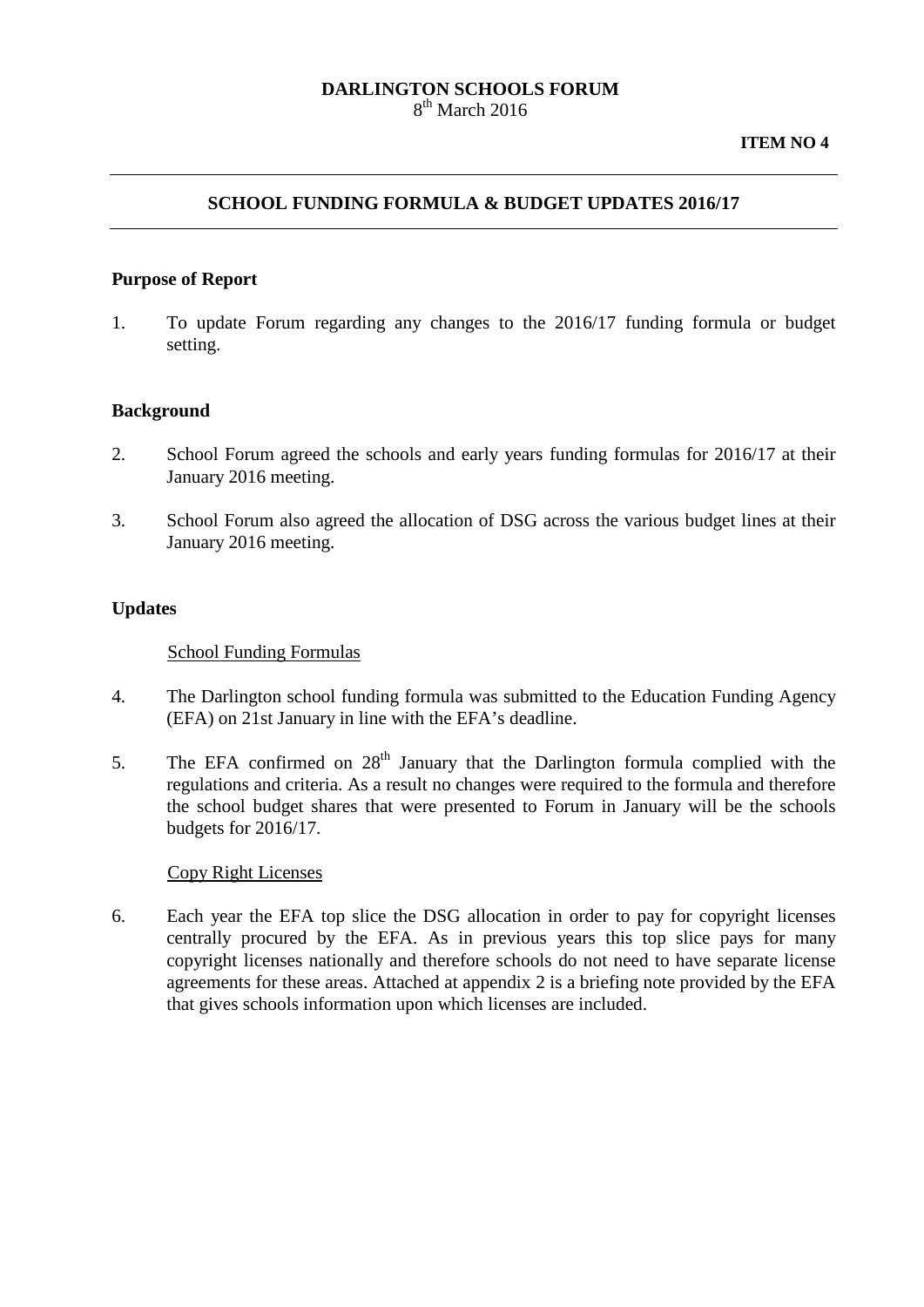**DARLINGTON SCHOOLS FORUM**
8th March 2016

**ITEM NO 4**

---

## SCHOOL FUNDING FORMULA & BUDGET UPDATES 2016/17

---

### Purpose of Report

1. To update Forum regarding any changes to the 2016/17 funding formula or budget setting.

### Background

2. School Forum agreed the schools and early years funding formulas for 2016/17 at their January 2016 meeting.

3. School Forum also agreed the allocation of DSG across the various budget lines at their January 2016 meeting.

### Updates

<u>School Funding Formulas</u>

4. The Darlington school funding formula was submitted to the Education Funding Agency (EFA) on 21st January in line with the EFA's deadline.

5. The EFA confirmed on 28th January that the Darlington formula complied with the regulations and criteria. As a result no changes were required to the formula and therefore the school budget shares that were presented to Forum in January will be the schools budgets for 2016/17.

<u>Copy Right Licenses</u>

6. Each year the EFA top slice the DSG allocation in order to pay for copyright licenses centrally procured by the EFA. As in previous years this top slice pays for many copyright licenses nationally and therefore schools do not need to have separate license agreements for these areas. Attached at appendix 2 is a briefing note provided by the EFA that gives schools information upon which licenses are included.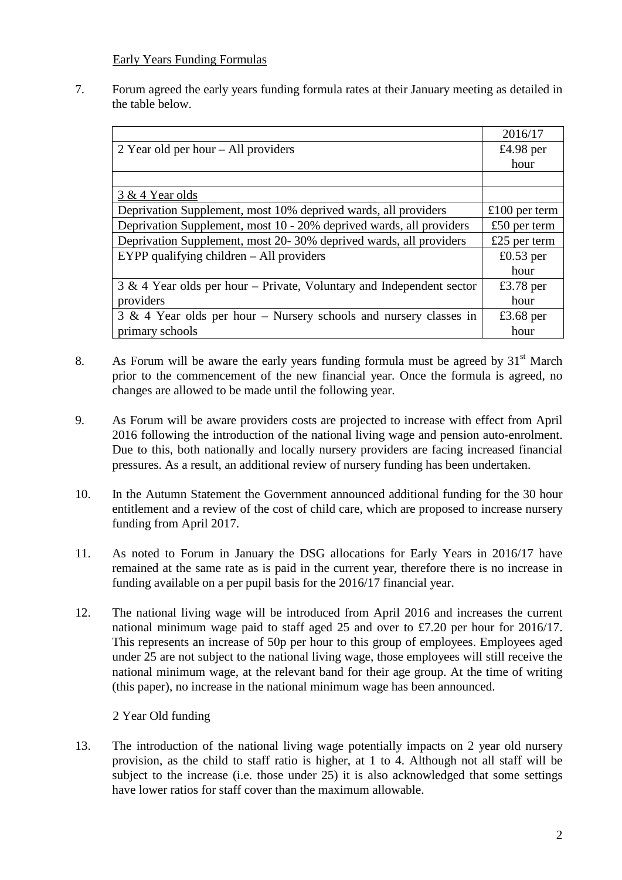Early Years Funding Formulas

7. Forum agreed the early years funding formula rates at their January meeting as detailed in the table below.

| | 2016/17 |
|---|---|
| 2 Year old per hour – All providers | £4.98 per hour |
| | |
| 3 & 4 Year olds | |
| Deprivation Supplement, most 10% deprived wards, all providers | £100 per term |
| Deprivation Supplement, most 10 - 20% deprived wards, all providers | £50 per term |
| Deprivation Supplement, most 20- 30% deprived wards, all providers | £25 per term |
| EYPP qualifying children – All providers | £0.53 per hour |
| 3 & 4 Year olds per hour – Private, Voluntary and Independent sector providers | £3.78 per hour |
| 3 & 4 Year olds per hour – Nursery schools and nursery classes in primary schools | £3.68 per hour |

8. As Forum will be aware the early years funding formula must be agreed by 31st March prior to the commencement of the new financial year. Once the formula is agreed, no changes are allowed to be made until the following year.

9. As Forum will be aware providers costs are projected to increase with effect from April 2016 following the introduction of the national living wage and pension auto-enrolment. Due to this, both nationally and locally nursery providers are facing increased financial pressures. As a result, an additional review of nursery funding has been undertaken.

10. In the Autumn Statement the Government announced additional funding for the 30 hour entitlement and a review of the cost of child care, which are proposed to increase nursery funding from April 2017.

11. As noted to Forum in January the DSG allocations for Early Years in 2016/17 have remained at the same rate as is paid in the current year, therefore there is no increase in funding available on a per pupil basis for the 2016/17 financial year.

12. The national living wage will be introduced from April 2016 and increases the current national minimum wage paid to staff aged 25 and over to £7.20 per hour for 2016/17. This represents an increase of 50p per hour to this group of employees. Employees aged under 25 are not subject to the national living wage, those employees will still receive the national minimum wage, at the relevant band for their age group. At the time of writing (this paper), no increase in the national minimum wage has been announced.

2 Year Old funding

13. The introduction of the national living wage potentially impacts on 2 year old nursery provision, as the child to staff ratio is higher, at 1 to 4. Although not all staff will be subject to the increase (i.e. those under 25) it is also acknowledged that some settings have lower ratios for staff cover than the maximum allowable.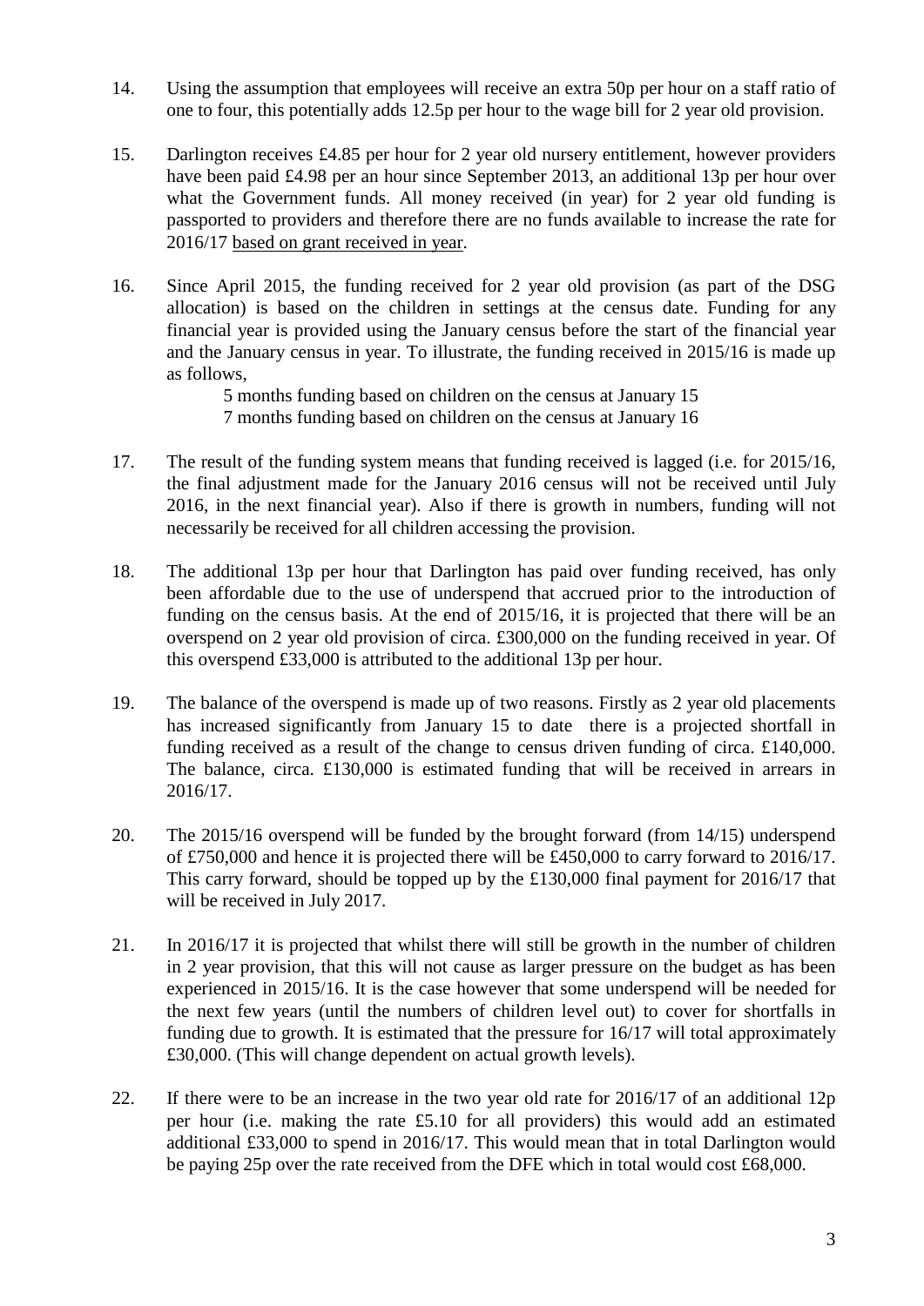14. Using the assumption that employees will receive an extra 50p per hour on a staff ratio of one to four, this potentially adds 12.5p per hour to the wage bill for 2 year old provision.

15. Darlington receives £4.85 per hour for 2 year old nursery entitlement, however providers have been paid £4.98 per an hour since September 2013, an additional 13p per hour over what the Government funds. All money received (in year) for 2 year old funding is passported to providers and therefore there are no funds available to increase the rate for 2016/17 <u>based on grant received in year</u>.

16. Since April 2015, the funding received for 2 year old provision (as part of the DSG allocation) is based on the children in settings at the census date. Funding for any financial year is provided using the January census before the start of the financial year and the January census in year. To illustrate, the funding received in 2015/16 is made up as follows,

    5 months funding based on children on the census at January 15
    7 months funding based on children on the census at January 16

17. The result of the funding system means that funding received is lagged (i.e. for 2015/16, the final adjustment made for the January 2016 census will not be received until July 2016, in the next financial year). Also if there is growth in numbers, funding will not necessarily be received for all children accessing the provision.

18. The additional 13p per hour that Darlington has paid over funding received, has only been affordable due to the use of underspend that accrued prior to the introduction of funding on the census basis. At the end of 2015/16, it is projected that there will be an overspend on 2 year old provision of circa. £300,000 on the funding received in year. Of this overspend £33,000 is attributed to the additional 13p per hour.

19. The balance of the overspend is made up of two reasons. Firstly as 2 year old placements has increased significantly from January 15 to date there is a projected shortfall in funding received as a result of the change to census driven funding of circa. £140,000. The balance, circa. £130,000 is estimated funding that will be received in arrears in 2016/17.

20. The 2015/16 overspend will be funded by the brought forward (from 14/15) underspend of £750,000 and hence it is projected there will be £450,000 to carry forward to 2016/17. This carry forward, should be topped up by the £130,000 final payment for 2016/17 that will be received in July 2017.

21. In 2016/17 it is projected that whilst there will still be growth in the number of children in 2 year provision, that this will not cause as larger pressure on the budget as has been experienced in 2015/16. It is the case however that some underspend will be needed for the next few years (until the numbers of children level out) to cover for shortfalls in funding due to growth. It is estimated that the pressure for 16/17 will total approximately £30,000. (This will change dependent on actual growth levels).

22. If there were to be an increase in the two year old rate for 2016/17 of an additional 12p per hour (i.e. making the rate £5.10 for all providers) this would add an estimated additional £33,000 to spend in 2016/17. This would mean that in total Darlington would be paying 25p over the rate received from the DFE which in total would cost £68,000.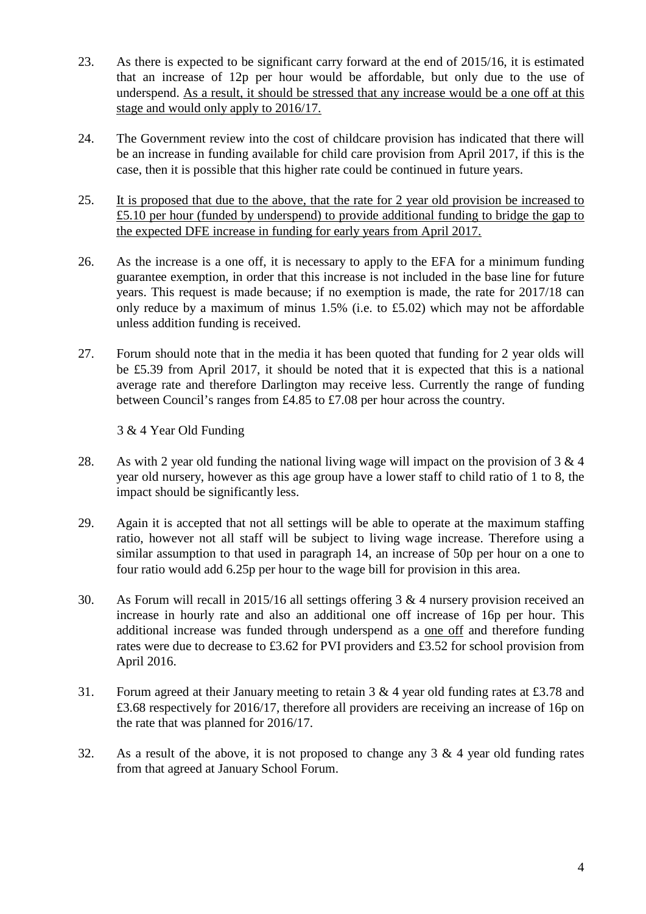23. As there is expected to be significant carry forward at the end of 2015/16, it is estimated that an increase of 12p per hour would be affordable, but only due to the use of underspend. <u>As a result, it should be stressed that any increase would be a one off at this stage and would only apply to 2016/17.</u>

24. The Government review into the cost of childcare provision has indicated that there will be an increase in funding available for child care provision from April 2017, if this is the case, then it is possible that this higher rate could be continued in future years.

25. <u>It is proposed that due to the above, that the rate for 2 year old provision be increased to £5.10 per hour (funded by underspend) to provide additional funding to bridge the gap to the expected DFE increase in funding for early years from April 2017.</u>

26. As the increase is a one off, it is necessary to apply to the EFA for a minimum funding guarantee exemption, in order that this increase is not included in the base line for future years. This request is made because; if no exemption is made, the rate for 2017/18 can only reduce by a maximum of minus 1.5% (i.e. to £5.02) which may not be affordable unless addition funding is received.

27. Forum should note that in the media it has been quoted that funding for 2 year olds will be £5.39 from April 2017, it should be noted that it is expected that this is a national average rate and therefore Darlington may receive less. Currently the range of funding between Council's ranges from £4.85 to £7.08 per hour across the country.

3 & 4 Year Old Funding

28. As with 2 year old funding the national living wage will impact on the provision of 3 & 4 year old nursery, however as this age group have a lower staff to child ratio of 1 to 8, the impact should be significantly less.

29. Again it is accepted that not all settings will be able to operate at the maximum staffing ratio, however not all staff will be subject to living wage increase. Therefore using a similar assumption to that used in paragraph 14, an increase of 50p per hour on a one to four ratio would add 6.25p per hour to the wage bill for provision in this area.

30. As Forum will recall in 2015/16 all settings offering 3 & 4 nursery provision received an increase in hourly rate and also an additional one off increase of 16p per hour. This additional increase was funded through underspend as a <u>one off</u> and therefore funding rates were due to decrease to £3.62 for PVI providers and £3.52 for school provision from April 2016.

31. Forum agreed at their January meeting to retain 3 & 4 year old funding rates at £3.78 and £3.68 respectively for 2016/17, therefore all providers are receiving an increase of 16p on the rate that was planned for 2016/17.

32. As a result of the above, it is not proposed to change any 3 & 4 year old funding rates from that agreed at January School Forum.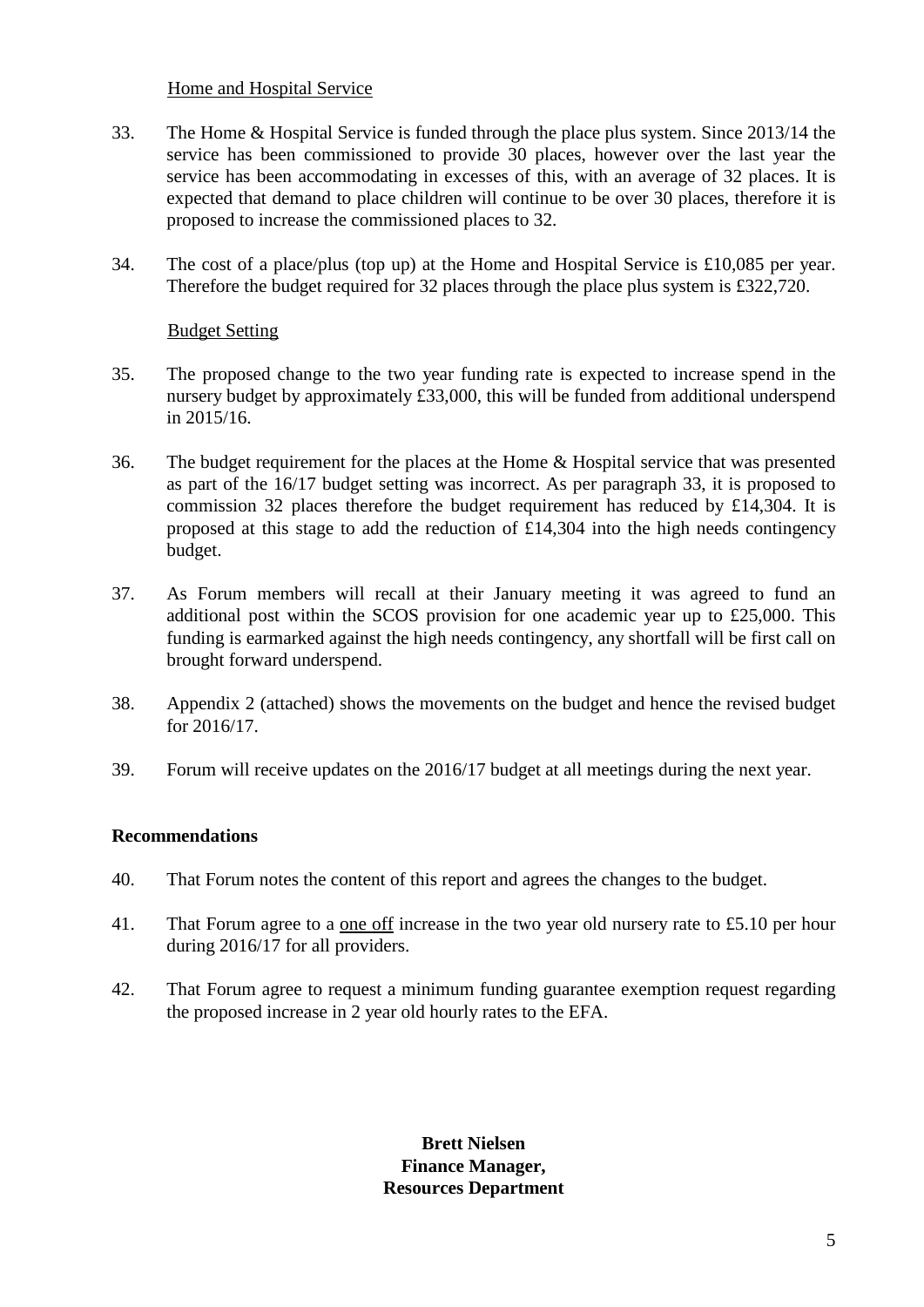Home and Hospital Service

33. The Home & Hospital Service is funded through the place plus system. Since 2013/14 the service has been commissioned to provide 30 places, however over the last year the service has been accommodating in excesses of this, with an average of 32 places. It is expected that demand to place children will continue to be over 30 places, therefore it is proposed to increase the commissioned places to 32.

34. The cost of a place/plus (top up) at the Home and Hospital Service is £10,085 per year. Therefore the budget required for 32 places through the place plus system is £322,720.

Budget Setting

35. The proposed change to the two year funding rate is expected to increase spend in the nursery budget by approximately £33,000, this will be funded from additional underspend in 2015/16.

36. The budget requirement for the places at the Home & Hospital service that was presented as part of the 16/17 budget setting was incorrect. As per paragraph 33, it is proposed to commission 32 places therefore the budget requirement has reduced by £14,304. It is proposed at this stage to add the reduction of £14,304 into the high needs contingency budget.

37. As Forum members will recall at their January meeting it was agreed to fund an additional post within the SCOS provision for one academic year up to £25,000. This funding is earmarked against the high needs contingency, any shortfall will be first call on brought forward underspend.

38. Appendix 2 (attached) shows the movements on the budget and hence the revised budget for 2016/17.

39. Forum will receive updates on the 2016/17 budget at all meetings during the next year.

**Recommendations**

40. That Forum notes the content of this report and agrees the changes to the budget.

41. That Forum agree to a one off increase in the two year old nursery rate to £5.10 per hour during 2016/17 for all providers.

42. That Forum agree to request a minimum funding guarantee exemption request regarding the proposed increase in 2 year old hourly rates to the EFA.

**Brett Nielsen**
**Finance Manager,**
**Resources Department**